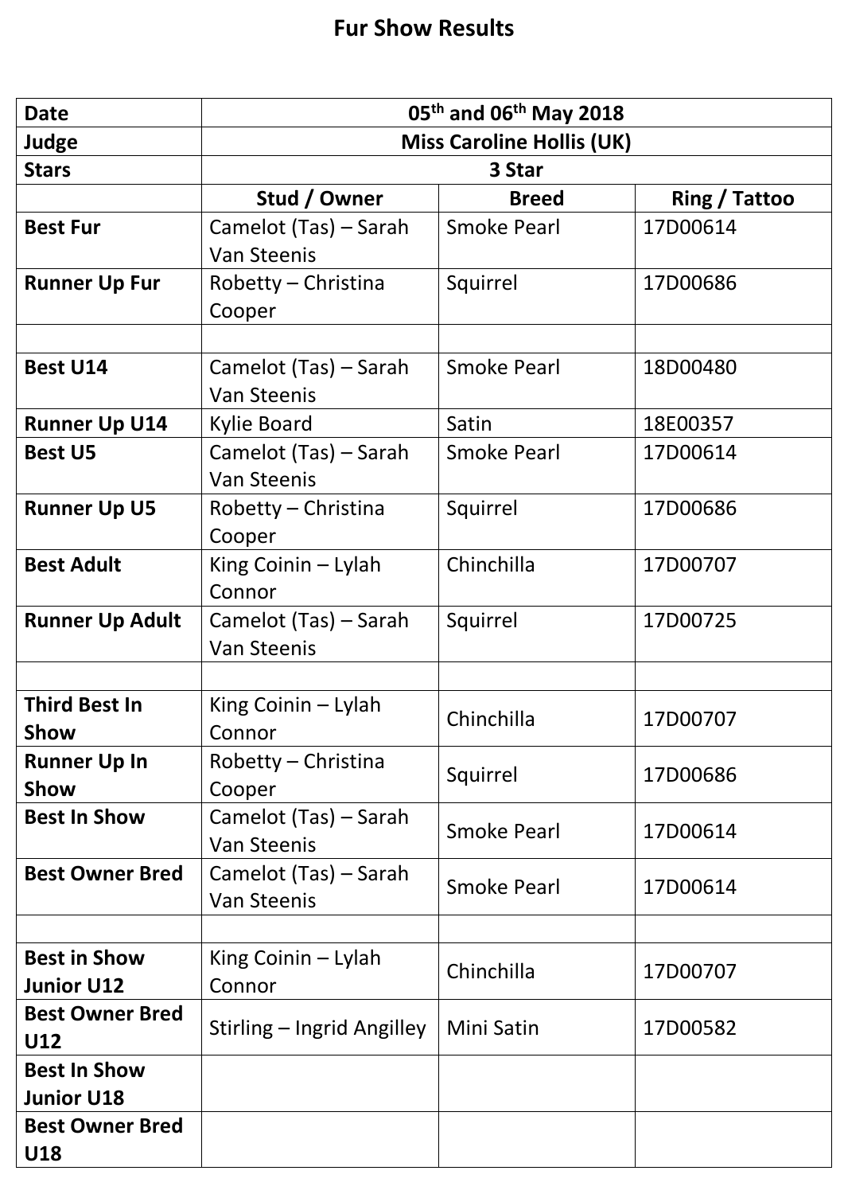# Fur Show Results

| Date | 05th and 06th May 2018 | | |
|---|---|---|---|
| **Judge** | **Miss Caroline Hollis (UK)** | | |
| **Stars** | **3 Star** | | |
| | **Stud / Owner** | **Breed** | **Ring / Tattoo** |
| **Best Fur** | Camelot (Tas) – Sarah Van Steenis | Smoke Pearl | 17D00614 |
| **Runner Up Fur** | Robetty – Christina Cooper | Squirrel | 17D00686 |
| | | | |
| **Best U14** | Camelot (Tas) – Sarah Van Steenis | Smoke Pearl | 18D00480 |
| **Runner Up U14** | Kylie Board | Satin | 18E00357 |
| **Best U5** | Camelot (Tas) – Sarah Van Steenis | Smoke Pearl | 17D00614 |
| **Runner Up U5** | Robetty – Christina Cooper | Squirrel | 17D00686 |
| **Best Adult** | King Coinin – Lylah Connor | Chinchilla | 17D00707 |
| **Runner Up Adult** | Camelot (Tas) – Sarah Van Steenis | Squirrel | 17D00725 |
| | | | |
| **Third Best In Show** | King Coinin – Lylah Connor | Chinchilla | 17D00707 |
| **Runner Up In Show** | Robetty – Christina Cooper | Squirrel | 17D00686 |
| **Best In Show** | Camelot (Tas) – Sarah Van Steenis | Smoke Pearl | 17D00614 |
| **Best Owner Bred** | Camelot (Tas) – Sarah Van Steenis | Smoke Pearl | 17D00614 |
| | | | |
| **Best in Show Junior U12** | King Coinin – Lylah Connor | Chinchilla | 17D00707 |
| **Best Owner Bred U12** | Stirling – Ingrid Angilley | Mini Satin | 17D00582 |
| **Best In Show Junior U18** | | | |
| **Best Owner Bred U18** | | | |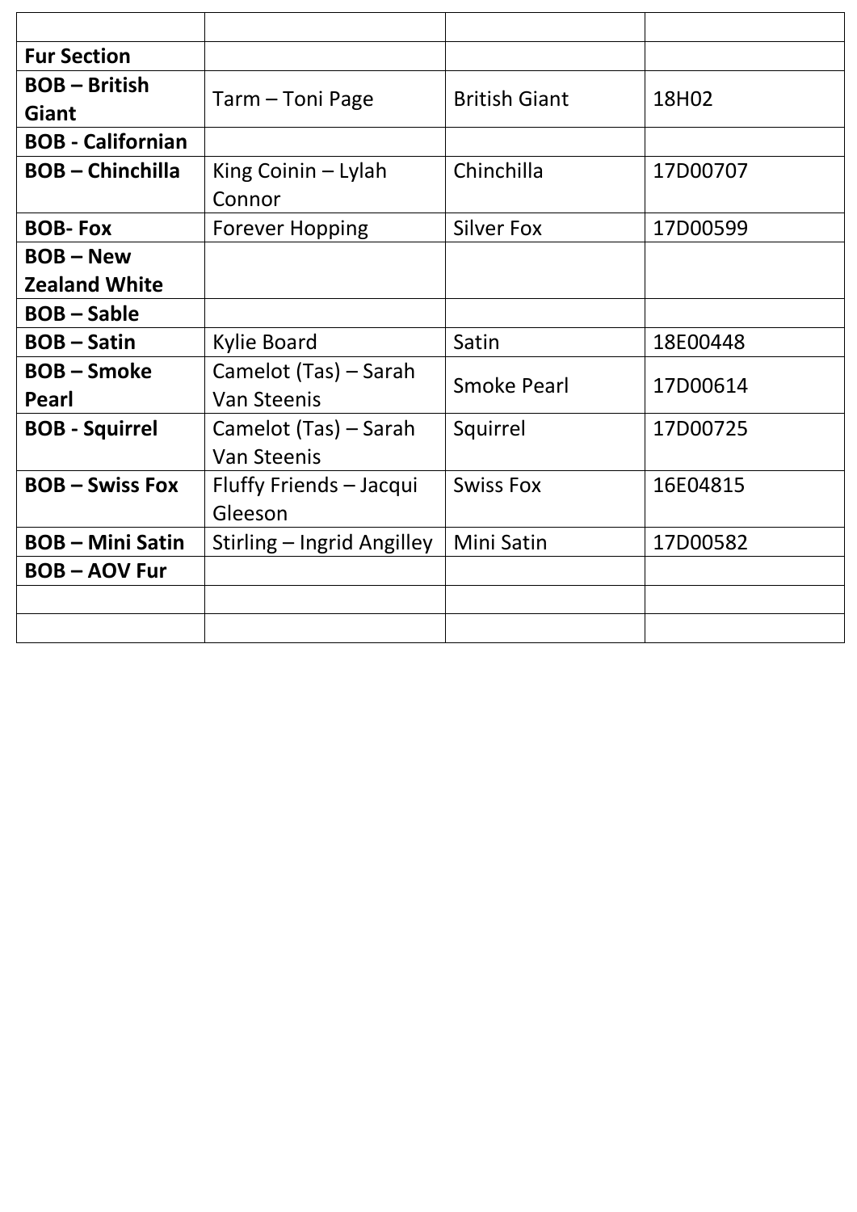| | | | |
|---|---|---|---|
| **Fur Section** | | | |
| **BOB – British Giant** | Tarm – Toni Page | British Giant | 18H02 |
| **BOB - Californian** | | | |
| **BOB – Chinchilla** | King Coinin – Lylah Connor | Chinchilla | 17D00707 |
| **BOB- Fox** | Forever Hopping | Silver Fox | 17D00599 |
| **BOB – New Zealand White** | | | |
| **BOB – Sable** | | | |
| **BOB – Satin** | Kylie Board | Satin | 18E00448 |
| **BOB – Smoke Pearl** | Camelot (Tas) – Sarah Van Steenis | Smoke Pearl | 17D00614 |
| **BOB - Squirrel** | Camelot (Tas) – Sarah Van Steenis | Squirrel | 17D00725 |
| **BOB – Swiss Fox** | Fluffy Friends – Jacqui Gleeson | Swiss Fox | 16E04815 |
| **BOB – Mini Satin** | Stirling – Ingrid Angilley | Mini Satin | 17D00582 |
| **BOB – AOV Fur** | | | |
| | | | |
| | | | |